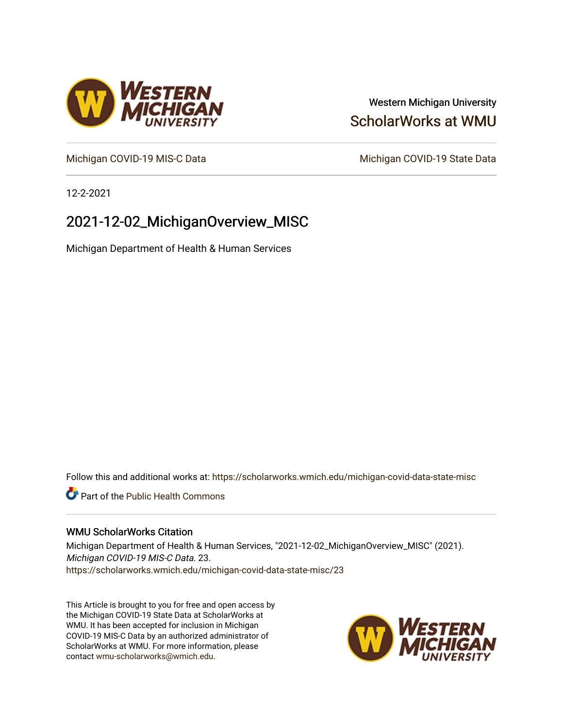Western Michigan University

ScholarWorks at WMU

Michigan COVID-19 MIS-C Data

Michigan COVID-19 State Data

12-2-2021

# 2021-12-02_MichiganOverview_MISC

Michigan Department of Health & Human Services

Follow this and additional works at: https://scholarworks.wmich.edu/michigan-covid-data-state-misc

Part of the Public Health Commons

## WMU ScholarWorks Citation

Michigan Department of Health & Human Services, "2021-12-02_MichiganOverview_MISC" (2021). *Michigan COVID-19 MIS-C Data*. 23.
https://scholarworks.wmich.edu/michigan-covid-data-state-misc/23

This Article is brought to you for free and open access by the Michigan COVID-19 State Data at ScholarWorks at WMU. It has been accepted for inclusion in Michigan COVID-19 MIS-C Data by an authorized administrator of ScholarWorks at WMU. For more information, please contact wmu-scholarworks@wmich.edu.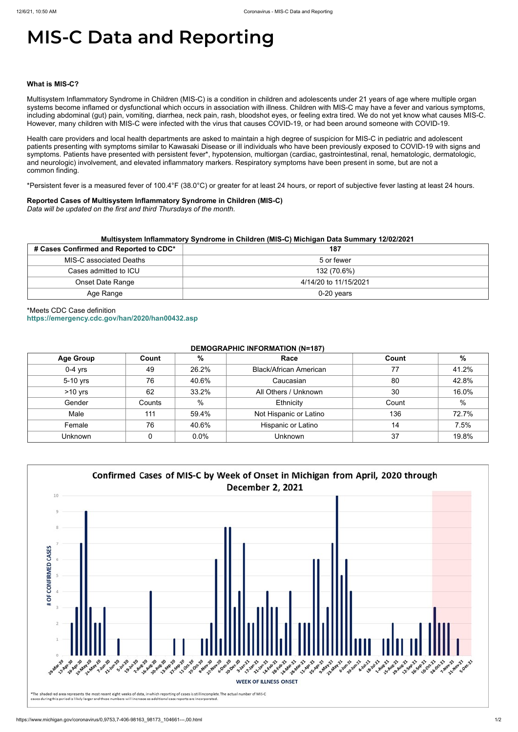# MIS-C Data and Reporting

**What is MIS-C?**

Multisystem Inflammatory Syndrome in Children (MIS-C) is a condition in children and adolescents under 21 years of age where multiple organ systems become inflamed or dysfunctional which occurs in association with illness. Children with MIS-C may have a fever and various symptoms, including abdominal (gut) pain, vomiting, diarrhea, neck pain, rash, bloodshot eyes, or feeling extra tired. We do not yet know what causes MIS-C. However, many children with MIS-C were infected with the virus that causes COVID-19, or had been around someone with COVID-19.

Health care providers and local health departments are asked to maintain a high degree of suspicion for MIS-C in pediatric and adolescent patients presenting with symptoms similar to Kawasaki Disease or ill individuals who have been previously exposed to COVID-19 with signs and symptoms. Patients have presented with persistent fever*, hypotension, multiorgan (cardiac, gastrointestinal, renal, hematologic, dermatologic, and neurologic) involvement, and elevated inflammatory markers. Respiratory symptoms have been present in some, but are not a common finding.

*Persistent fever is a measured fever of 100.4°F (38.0°C) or greater for at least 24 hours, or report of subjective fever lasting at least 24 hours.

**Reported Cases of Multisystem Inflammatory Syndrome in Children (MIS-C)**
*Data will be updated on the first and third Thursdays of the month.*

**Multisystem Inflammatory Syndrome in Children (MIS-C) Michigan Data Summary 12/02/2021**

| # Cases Confirmed and Reported to CDC* | 187 |
|---|---|
| MIS-C associated Deaths | 5 or fewer |
| Cases admitted to ICU | 132 (70.6%) |
| Onset Date Range | 4/14/20 to 11/15/2021 |
| Age Range | 0-20 years |

*Meets CDC Case definition
**https://emergency.cdc.gov/han/2020/han00432.asp**

**DEMOGRAPHIC INFORMATION (N=187)**

| Age Group | Count | % | Race | Count | % |
|---|---|---|---|---|---|
| 0-4 yrs | 49 | 26.2% | Black/African American | 77 | 41.2% |
| 5-10 yrs | 76 | 40.6% | Caucasian | 80 | 42.8% |
| >10 yrs | 62 | 33.2% | All Others / Unknown | 30 | 16.0% |
| Gender | Counts | % | Ethnicity | Count | % |
| Male | 111 | 59.4% | Not Hispanic or Latino | 136 | 72.7% |
| Female | 76 | 40.6% | Hispanic or Latino | 14 | 7.5% |
| Unknown | 0 | 0.0% | Unknown | 37 | 19.8% |

**Confirmed Cases of MIS-C by Week of Onset in Michigan from April, 2020 through December 2, 2021**

*The shaded red area represents the most recent eight weeks of data, in which reporting of cases is still incomplete. The actual number of MIS-C cases during this period is likely larger and these numbers will increase as additional case reports are incorporated.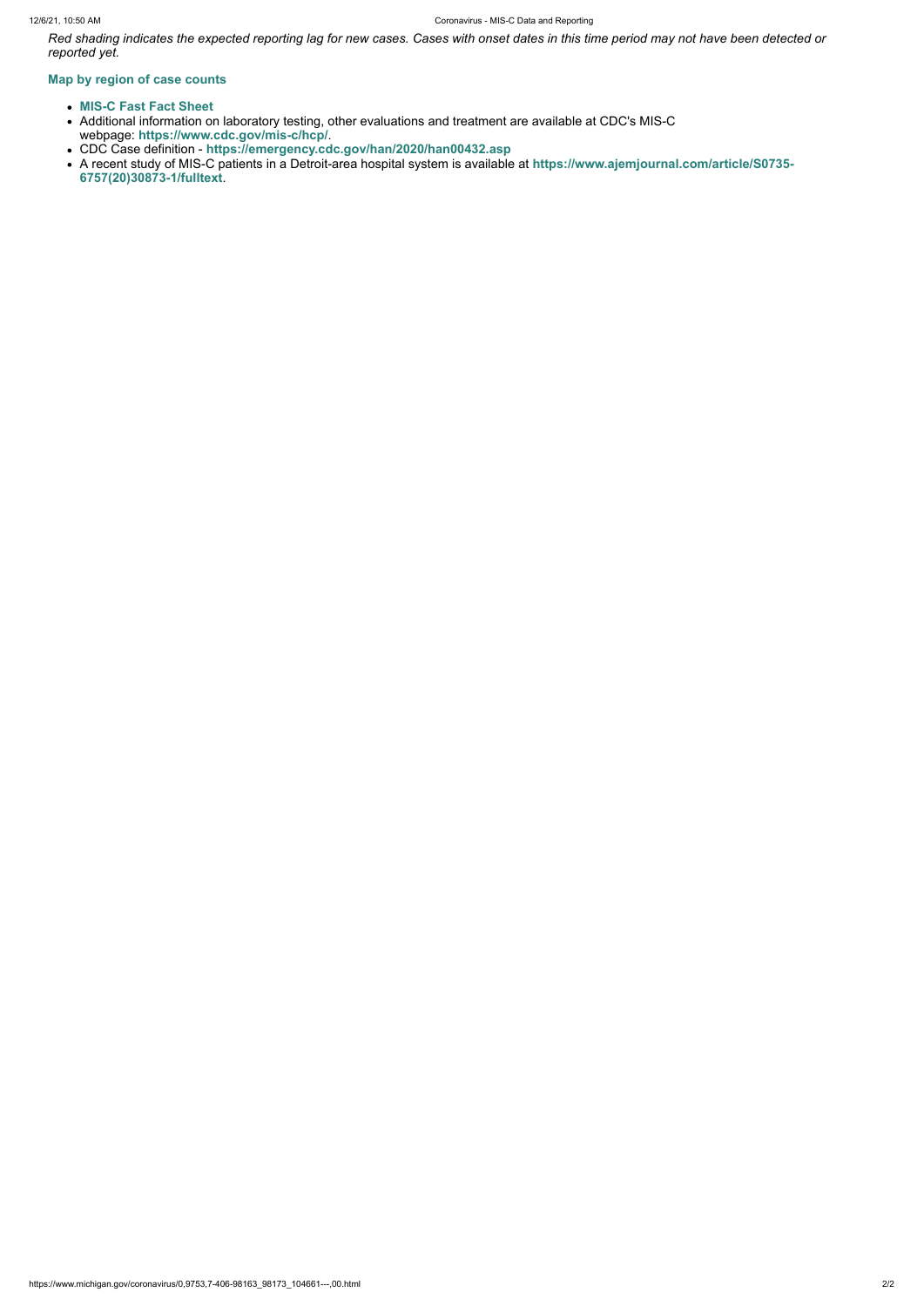*Red shading indicates the expected reporting lag for new cases. Cases with onset dates in this time period may not have been detected or reported yet.*

**Map by region of case counts**

- **MIS-C Fast Fact Sheet**
- Additional information on laboratory testing, other evaluations and treatment are available at CDC's MIS-C webpage: **https://www.cdc.gov/mis-c/hcp/**.
- CDC Case definition - **https://emergency.cdc.gov/han/2020/han00432.asp**
- A recent study of MIS-C patients in a Detroit-area hospital system is available at **https://www.ajemjournal.com/article/S0735-6757(20)30873-1/fulltext**.